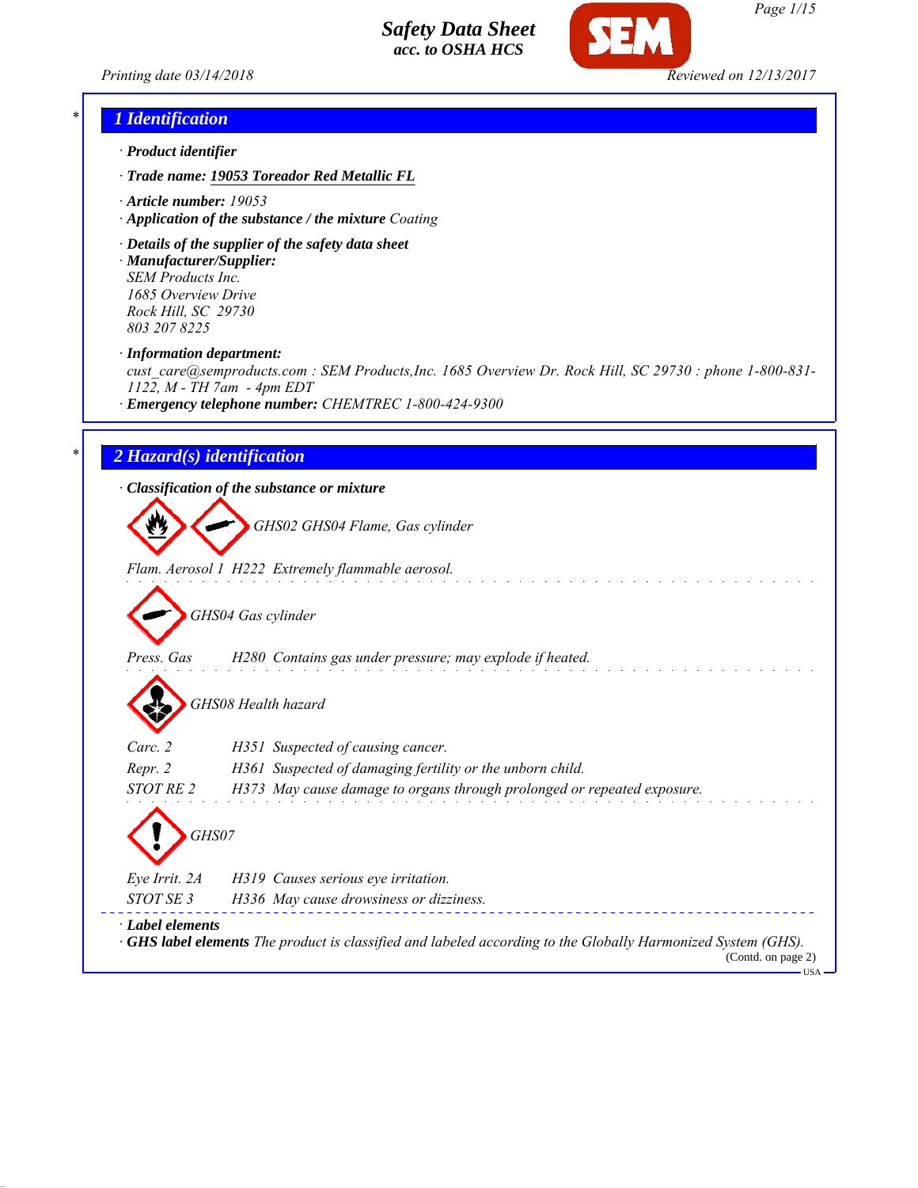# Safety Data Sheet
**acc. to OSHA HCS**

Printing date 03/14/2018 Reviewed on 12/13/2017

## 1 Identification

· **Product identifier**

· **Trade name: 19053 Toreador Red Metallic FL**

· **Article number:** 19053

· **Application of the substance / the mixture** Coating

· **Details of the supplier of the safety data sheet**

· **Manufacturer/Supplier:**
SEM Products Inc.
1685 Overview Drive
Rock Hill, SC 29730
803 207 8225

· **Information department:**
cust_care@semproducts.com : SEM Products,Inc. 1685 Overview Dr. Rock Hill, SC 29730 : phone 1-800-831-1122, M - TH 7am - 4pm EDT

· **Emergency telephone number:** CHEMTREC 1-800-424-9300

## 2 Hazard(s) identification

· **Classification of the substance or mixture**

GHS02 GHS04 Flame, Gas cylinder

Flam. Aerosol 1 H222 Extremely flammable aerosol.

GHS04 Gas cylinder

Press. Gas H280 Contains gas under pressure; may explode if heated.

GHS08 Health hazard

Carc. 2 H351 Suspected of causing cancer.
Repr. 2 H361 Suspected of damaging fertility or the unborn child.
STOT RE 2 H373 May cause damage to organs through prolonged or repeated exposure.

GHS07

Eye Irrit. 2A H319 Causes serious eye irritation.
STOT SE 3 H336 May cause drowsiness or dizziness.

· **Label elements**

· **GHS label elements** The product is classified and labeled according to the Globally Harmonized System (GHS).

(Contd. on page 2)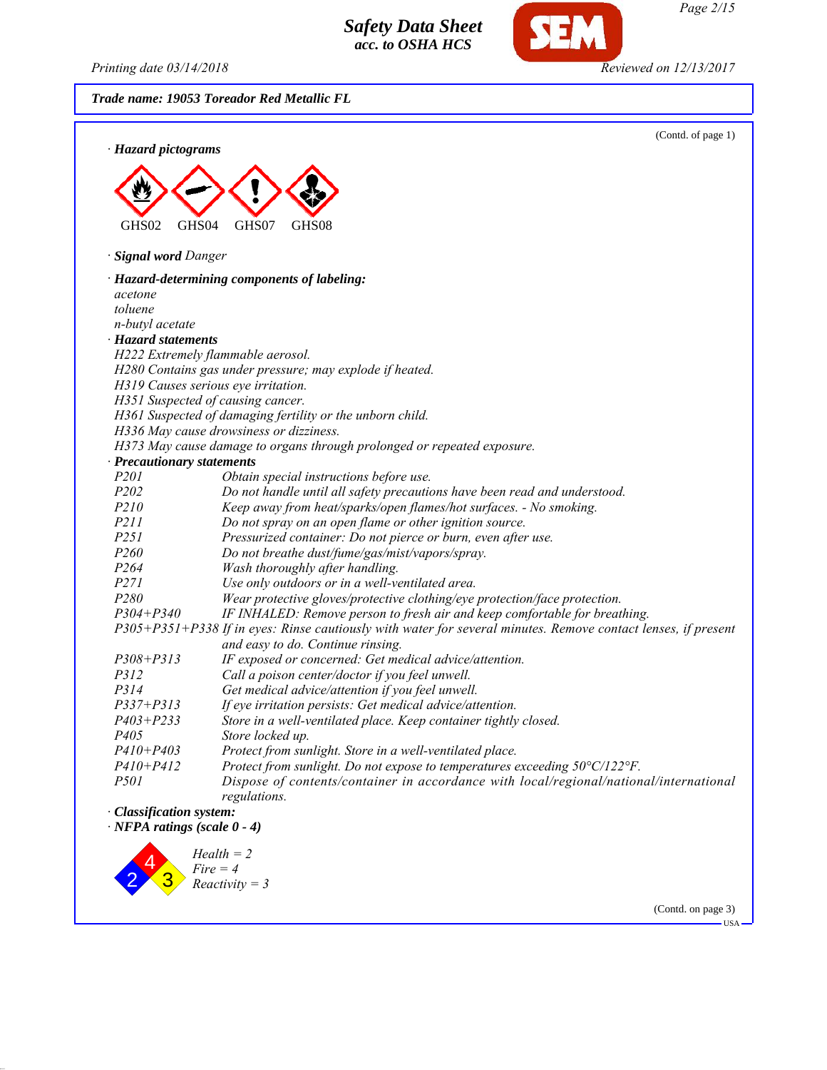**Trade name: 19053 Toreador Red Metallic FL**

(Contd. of page 1)

· **Hazard pictograms**

GHS02 GHS04 GHS07 GHS08

· **Signal word** Danger

· **Hazard-determining components of labeling:**
acetone
toluene
n-butyl acetate

· **Hazard statements**
H222 Extremely flammable aerosol.
H280 Contains gas under pressure; may explode if heated.
H319 Causes serious eye irritation.
H351 Suspected of causing cancer.
H361 Suspected of damaging fertility or the unborn child.
H336 May cause drowsiness or dizziness.
H373 May cause damage to organs through prolonged or repeated exposure.

· **Precautionary statements**

| | |
|---|---|
| P201 | Obtain special instructions before use. |
| P202 | Do not handle until all safety precautions have been read and understood. |
| P210 | Keep away from heat/sparks/open flames/hot surfaces. - No smoking. |
| P211 | Do not spray on an open flame or other ignition source. |
| P251 | Pressurized container: Do not pierce or burn, even after use. |
| P260 | Do not breathe dust/fume/gas/mist/vapors/spray. |
| P264 | Wash thoroughly after handling. |
| P271 | Use only outdoors or in a well-ventilated area. |
| P280 | Wear protective gloves/protective clothing/eye protection/face protection. |
| P304+P340 | IF INHALED: Remove person to fresh air and keep comfortable for breathing. |
| P305+P351+P338 | If in eyes: Rinse cautiously with water for several minutes. Remove contact lenses, if present and easy to do. Continue rinsing. |
| P308+P313 | IF exposed or concerned: Get medical advice/attention. |
| P312 | Call a poison center/doctor if you feel unwell. |
| P314 | Get medical advice/attention if you feel unwell. |
| P337+P313 | If eye irritation persists: Get medical advice/attention. |
| P403+P233 | Store in a well-ventilated place. Keep container tightly closed. |
| P405 | Store locked up. |
| P410+P403 | Protect from sunlight. Store in a well-ventilated place. |
| P410+P412 | Protect from sunlight. Do not expose to temperatures exceeding 50°C/122°F. |
| P501 | Dispose of contents/container in accordance with local/regional/national/international regulations. |

· **Classification system:**

· **NFPA ratings (scale 0 - 4)**

Health = 2
Fire = 4
Reactivity = 3

(Contd. on page 3)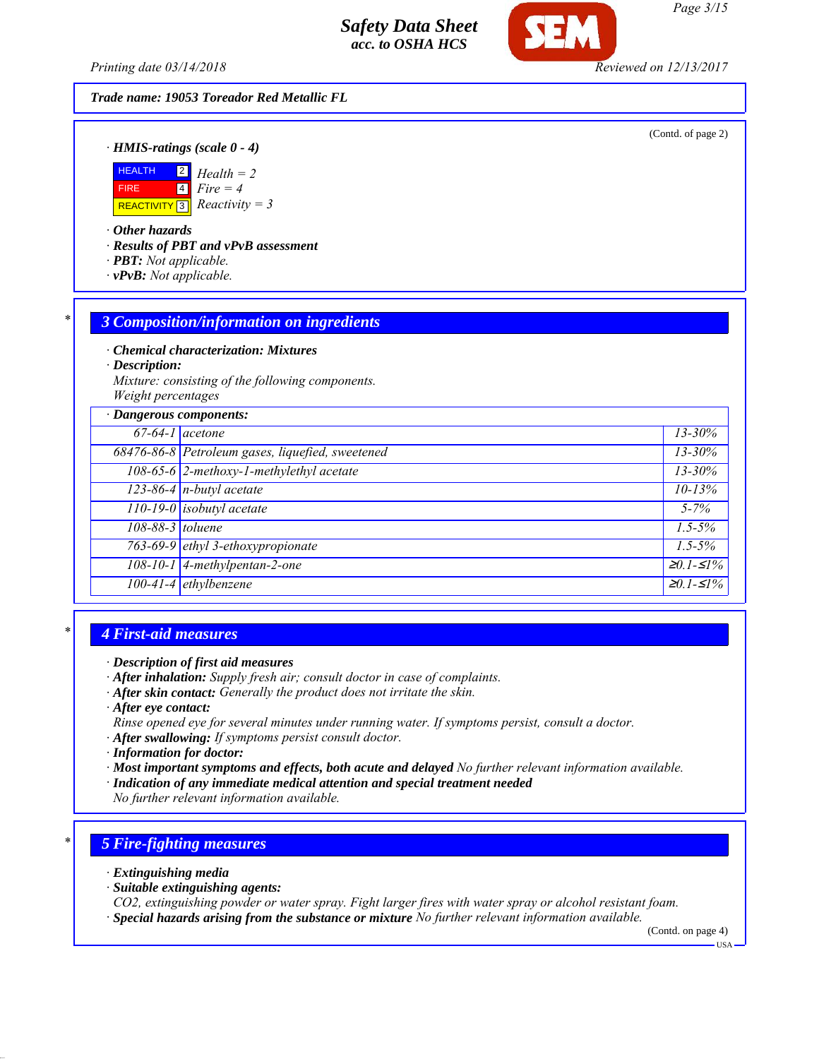Trade name: 19053 Toreador Red Metallic FL

(Contd. of page 2)

· **HMIS-ratings (scale 0 - 4)**

| | | |
|---|---|---|
| HEALTH | 2 | Health = 2 |
| FIRE | 4 | Fire = 4 |
| REACTIVITY | 3 | Reactivity = 3 |

· **Other hazards**
· **Results of PBT and vPvB assessment**
· **PBT:** Not applicable.
· **vPvB:** Not applicable.

## 3 Composition/information on ingredients

· **Chemical characterization: Mixtures**
· **Description:**
Mixture: consisting of the following components.
Weight percentages

| · Dangerous components: | | |
|---|---|---|
| 67-64-1 | acetone | 13-30% |
| 68476-86-8 | Petroleum gases, liquefied, sweetened | 13-30% |
| 108-65-6 | 2-methoxy-1-methylethyl acetate | 13-30% |
| 123-86-4 | n-butyl acetate | 10-13% |
| 110-19-0 | isobutyl acetate | 5-7% |
| 108-88-3 | toluene | 1.5-5% |
| 763-69-9 | ethyl 3-ethoxypropionate | 1.5-5% |
| 108-10-1 | 4-methylpentan-2-one | ≥0.1-≤1% |
| 100-41-4 | ethylbenzene | ≥0.1-≤1% |

## 4 First-aid measures

· **Description of first aid measures**
· **After inhalation:** Supply fresh air; consult doctor in case of complaints.
· **After skin contact:** Generally the product does not irritate the skin.
· **After eye contact:**
Rinse opened eye for several minutes under running water. If symptoms persist, consult a doctor.
· **After swallowing:** If symptoms persist consult doctor.
· **Information for doctor:**
· **Most important symptoms and effects, both acute and delayed** No further relevant information available.
· **Indication of any immediate medical attention and special treatment needed**
No further relevant information available.

## 5 Fire-fighting measures

· **Extinguishing media**
· **Suitable extinguishing agents:**
$CO_2$, extinguishing powder or water spray. Fight larger fires with water spray or alcohol resistant foam.
· **Special hazards arising from the substance or mixture** No further relevant information available.

(Contd. on page 4)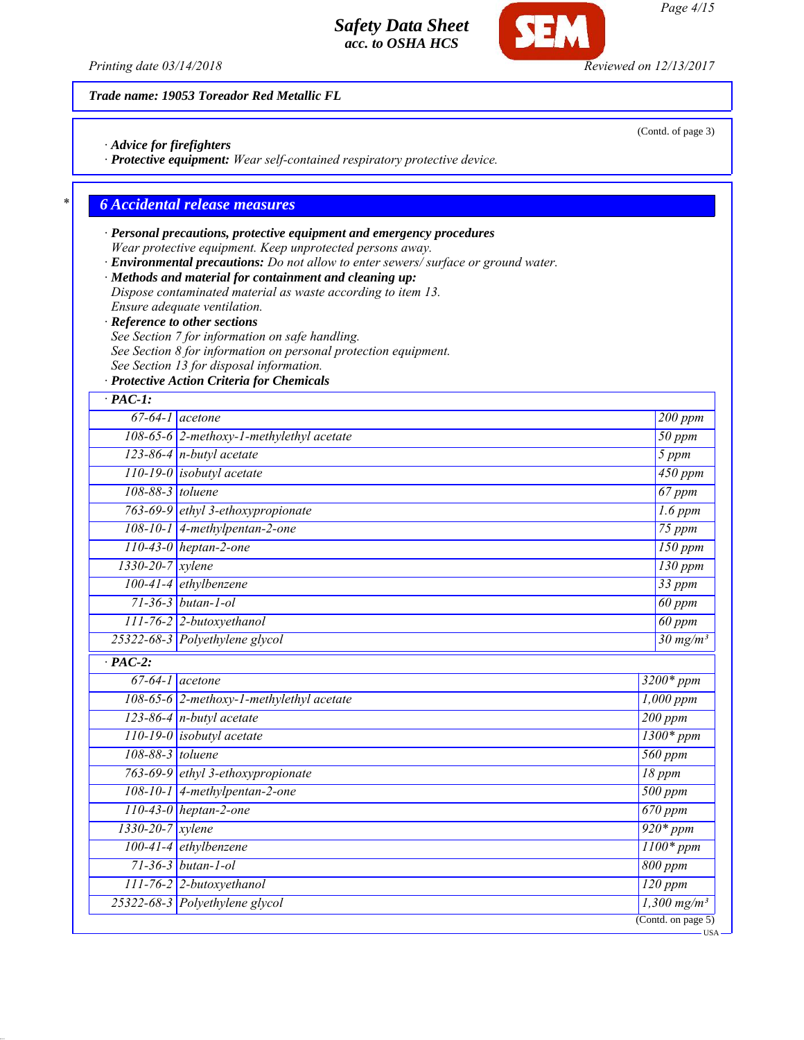Trade name: 19053 Toreador Red Metallic FL

(Contd. of page 3)

· **Advice for firefighters**
· **Protective equipment:** Wear self-contained respiratory protective device.

## * 6 Accidental release measures

· **Personal precautions, protective equipment and emergency procedures**
Wear protective equipment. Keep unprotected persons away.
· **Environmental precautions:** Do not allow to enter sewers/ surface or ground water.
· **Methods and material for containment and cleaning up:**
Dispose contaminated material as waste according to item 13.
Ensure adequate ventilation.
· **Reference to other sections**
See Section 7 for information on safe handling.
See Section 8 for information on personal protection equipment.
See Section 13 for disposal information.
· **Protective Action Criteria for Chemicals**

| · **PAC-1:** | | |
|---|---|---|
| 67-64-1 | acetone | 200 ppm |
| 108-65-6 | 2-methoxy-1-methylethyl acetate | 50 ppm |
| 123-86-4 | n-butyl acetate | 5 ppm |
| 110-19-0 | isobutyl acetate | 450 ppm |
| 108-88-3 | toluene | 67 ppm |
| 763-69-9 | ethyl 3-ethoxypropionate | 1.6 ppm |
| 108-10-1 | 4-methylpentan-2-one | 75 ppm |
| 110-43-0 | heptan-2-one | 150 ppm |
| 1330-20-7 | xylene | 130 ppm |
| 100-41-4 | ethylbenzene | 33 ppm |
| 71-36-3 | butan-1-ol | 60 ppm |
| 111-76-2 | 2-butoxyethanol | 60 ppm |
| 25322-68-3 | Polyethylene glycol | 30 mg/m³ |

| · **PAC-2:** | | |
|---|---|---|
| 67-64-1 | acetone | 3200* ppm |
| 108-65-6 | 2-methoxy-1-methylethyl acetate | 1,000 ppm |
| 123-86-4 | n-butyl acetate | 200 ppm |
| 110-19-0 | isobutyl acetate | 1300* ppm |
| 108-88-3 | toluene | 560 ppm |
| 763-69-9 | ethyl 3-ethoxypropionate | 18 ppm |
| 108-10-1 | 4-methylpentan-2-one | 500 ppm |
| 110-43-0 | heptan-2-one | 670 ppm |
| 1330-20-7 | xylene | 920* ppm |
| 100-41-4 | ethylbenzene | 1100* ppm |
| 71-36-3 | butan-1-ol | 800 ppm |
| 111-76-2 | 2-butoxyethanol | 120 ppm |
| 25322-68-3 | Polyethylene glycol | 1,300 mg/m³ |

(Contd. on page 5)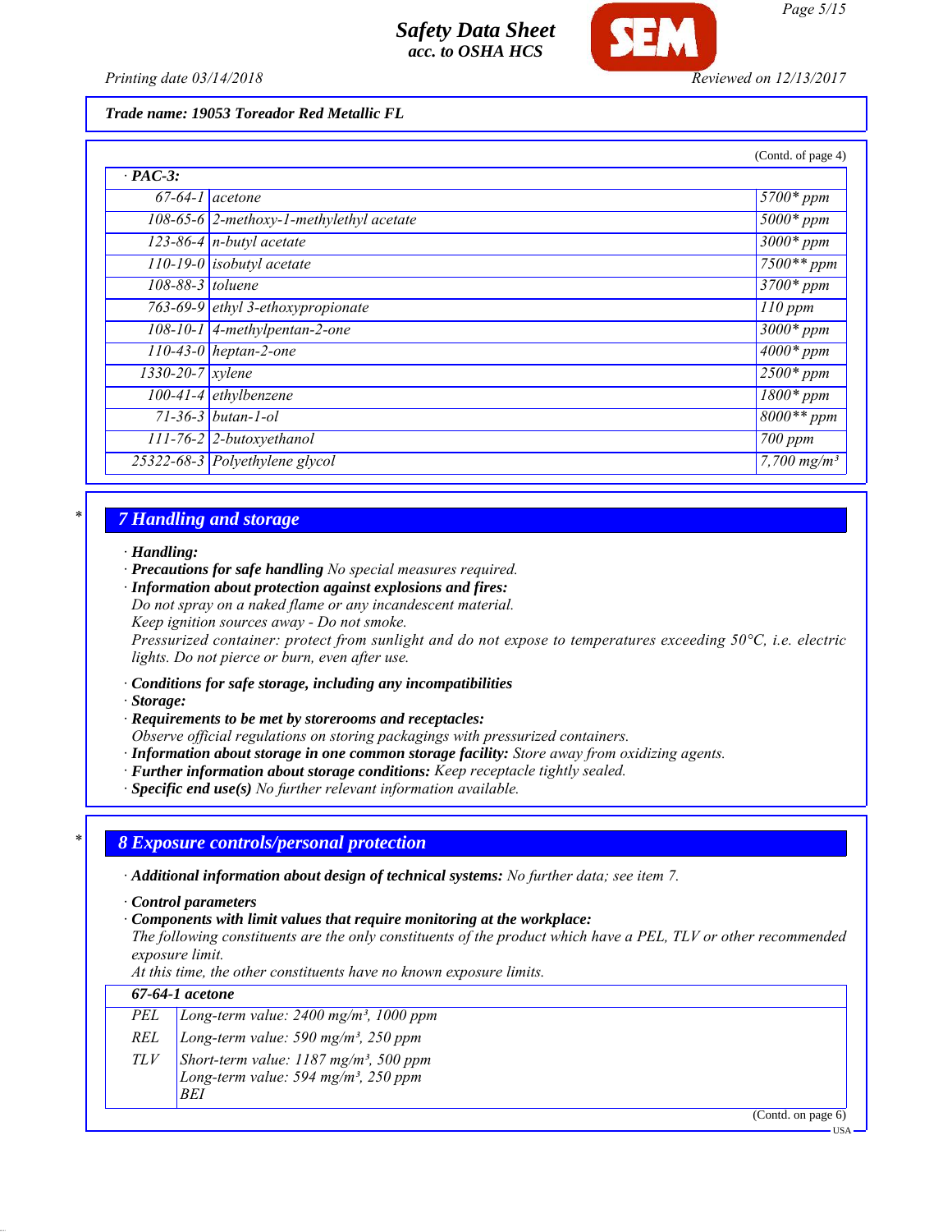**Trade name: 19053 Toreador Red Metallic FL**

(Contd. of page 4)

| · **PAC-3:** | | |
|---|---|---|
| 67-64-1 | acetone | 5700* ppm |
| 108-65-6 | 2-methoxy-1-methylethyl acetate | 5000* ppm |
| 123-86-4 | n-butyl acetate | 3000* ppm |
| 110-19-0 | isobutyl acetate | 7500** ppm |
| 108-88-3 | toluene | 3700* ppm |
| 763-69-9 | ethyl 3-ethoxypropionate | 110 ppm |
| 108-10-1 | 4-methylpentan-2-one | 3000* ppm |
| 110-43-0 | heptan-2-one | 4000* ppm |
| 1330-20-7 | xylene | 2500* ppm |
| 100-41-4 | ethylbenzene | 1800* ppm |
| 71-36-3 | butan-1-ol | 8000** ppm |
| 111-76-2 | 2-butoxyethanol | 700 ppm |
| 25322-68-3 | Polyethylene glycol | 7,700 mg/m³ |

## 7 Handling and storage

· **Handling:**
· **Precautions for safe handling** No special measures required.
· **Information about protection against explosions and fires:**
Do not spray on a naked flame or any incandescent material.
Keep ignition sources away - Do not smoke.
Pressurized container: protect from sunlight and do not expose to temperatures exceeding 50°C, i.e. electric lights. Do not pierce or burn, even after use.

· **Conditions for safe storage, including any incompatibilities**
· **Storage:**
· **Requirements to be met by storerooms and receptacles:**
Observe official regulations on storing packagings with pressurized containers.
· **Information about storage in one common storage facility:** Store away from oxidizing agents.
· **Further information about storage conditions:** Keep receptacle tightly sealed.
· **Specific end use(s)** No further relevant information available.

## 8 Exposure controls/personal protection

· **Additional information about design of technical systems:** No further data; see item 7.

· **Control parameters**
· **Components with limit values that require monitoring at the workplace:**
The following constituents are the only constituents of the product which have a PEL, TLV or other recommended exposure limit.
At this time, the other constituents have no known exposure limits.

| **67-64-1 acetone** | |
|---|---|
| PEL | Long-term value: 2400 mg/m³, 1000 ppm |
| REL | Long-term value: 590 mg/m³, 250 ppm |
| TLV | Short-term value: 1187 mg/m³, 500 ppm<br>Long-term value: 594 mg/m³, 250 ppm<br>BEI |

(Contd. on page 6)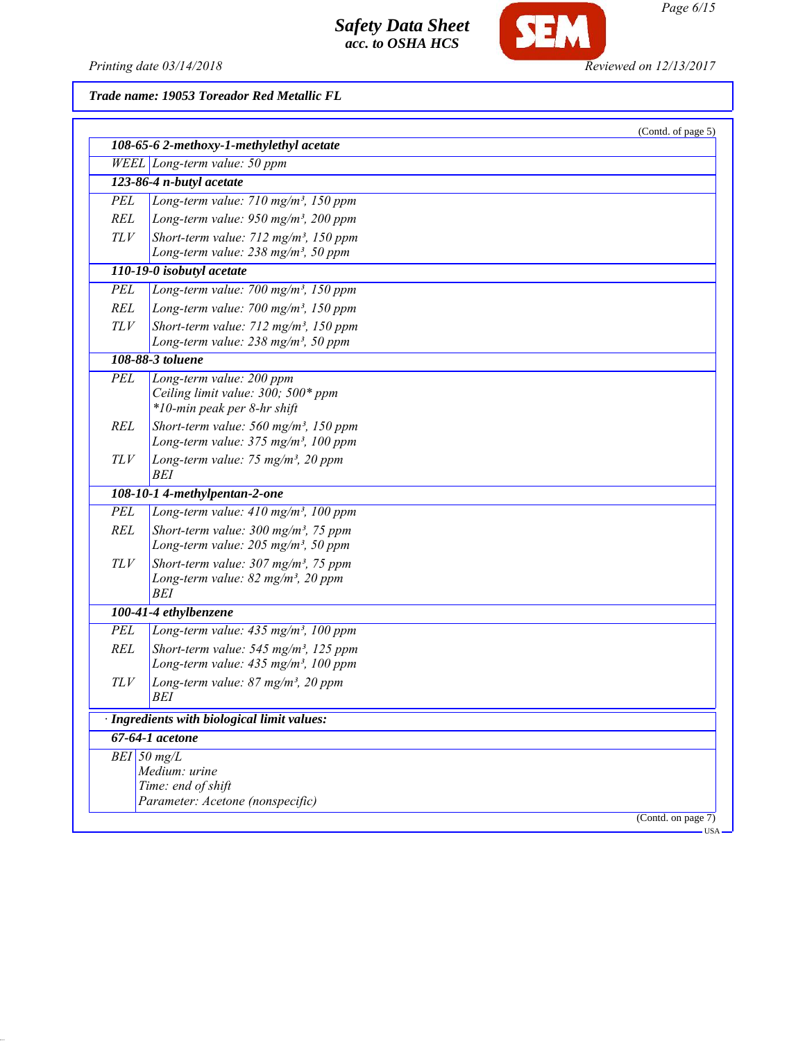**Trade name: 19053 Toreador Red Metallic FL**

(Contd. of page 5)

| | |
|---|---|
| **108-65-6 2-methoxy-1-methylethyl acetate** | |
| WEEL | Long-term value: 50 ppm |
| **123-86-4 n-butyl acetate** | |
| PEL | Long-term value: 710 mg/m³, 150 ppm |
| REL | Long-term value: 950 mg/m³, 200 ppm |
| TLV | Short-term value: 712 mg/m³, 150 ppm<br>Long-term value: 238 mg/m³, 50 ppm |
| **110-19-0 isobutyl acetate** | |
| PEL | Long-term value: 700 mg/m³, 150 ppm |
| REL | Long-term value: 700 mg/m³, 150 ppm |
| TLV | Short-term value: 712 mg/m³, 150 ppm<br>Long-term value: 238 mg/m³, 50 ppm |
| **108-88-3 toluene** | |
| PEL | Long-term value: 200 ppm<br>Ceiling limit value: 300; 500* ppm<br>*10-min peak per 8-hr shift |
| REL | Short-term value: 560 mg/m³, 150 ppm<br>Long-term value: 375 mg/m³, 100 ppm |
| TLV | Long-term value: 75 mg/m³, 20 ppm<br>BEI |
| **108-10-1 4-methylpentan-2-one** | |
| PEL | Long-term value: 410 mg/m³, 100 ppm |
| REL | Short-term value: 300 mg/m³, 75 ppm<br>Long-term value: 205 mg/m³, 50 ppm |
| TLV | Short-term value: 307 mg/m³, 75 ppm<br>Long-term value: 82 mg/m³, 20 ppm<br>BEI |
| **100-41-4 ethylbenzene** | |
| PEL | Long-term value: 435 mg/m³, 100 ppm |
| REL | Short-term value: 545 mg/m³, 125 ppm<br>Long-term value: 435 mg/m³, 100 ppm |
| TLV | Long-term value: 87 mg/m³, 20 ppm<br>BEI |

**· Ingredients with biological limit values:**

| | |
|---|---|
| **67-64-1 acetone** | |
| BEI | 50 mg/L<br>Medium: urine<br>Time: end of shift<br>Parameter: Acetone (nonspecific) |

(Contd. on page 7)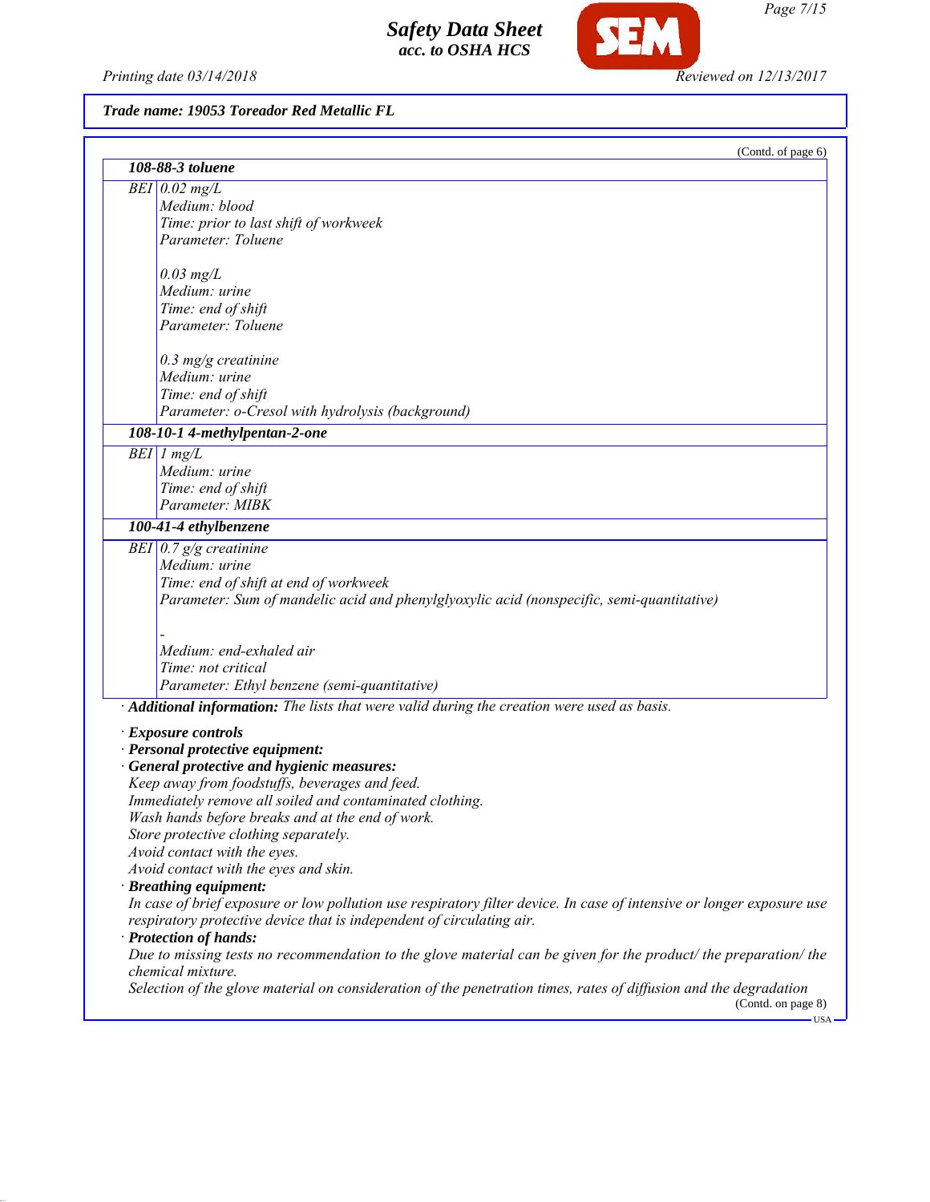**Trade name: 19053 Toreador Red Metallic FL**

(Contd. of page 6)

| **108-88-3 toluene** | |
|---|---|
| BEI | 0.02 mg/L<br>Medium: blood<br>Time: prior to last shift of workweek<br>Parameter: Toluene<br><br>0.03 mg/L<br>Medium: urine<br>Time: end of shift<br>Parameter: Toluene<br><br>0.3 mg/g creatinine<br>Medium: urine<br>Time: end of shift<br>Parameter: o-Cresol with hydrolysis (background) |
| **108-10-1 4-methylpentan-2-one** | |
| BEI | 1 mg/L<br>Medium: urine<br>Time: end of shift<br>Parameter: MIBK |
| **100-41-4 ethylbenzene** | |
| BEI | 0.7 g/g creatinine<br>Medium: urine<br>Time: end of shift at end of workweek<br>Parameter: Sum of mandelic acid and phenylglyoxylic acid (nonspecific, semi-quantitative)<br><br>-<br>Medium: end-exhaled air<br>Time: not critical<br>Parameter: Ethyl benzene (semi-quantitative) |

· **Additional information:** The lists that were valid during the creation were used as basis.

· **Exposure controls**
· **Personal protective equipment:**
· **General protective and hygienic measures:**
Keep away from foodstuffs, beverages and feed.
Immediately remove all soiled and contaminated clothing.
Wash hands before breaks and at the end of work.
Store protective clothing separately.
Avoid contact with the eyes.
Avoid contact with the eyes and skin.
· **Breathing equipment:**
In case of brief exposure or low pollution use respiratory filter device. In case of intensive or longer exposure use respiratory protective device that is independent of circulating air.
· **Protection of hands:**
Due to missing tests no recommendation to the glove material can be given for the product/ the preparation/ the chemical mixture.
Selection of the glove material on consideration of the penetration times, rates of diffusion and the degradation

(Contd. on page 8)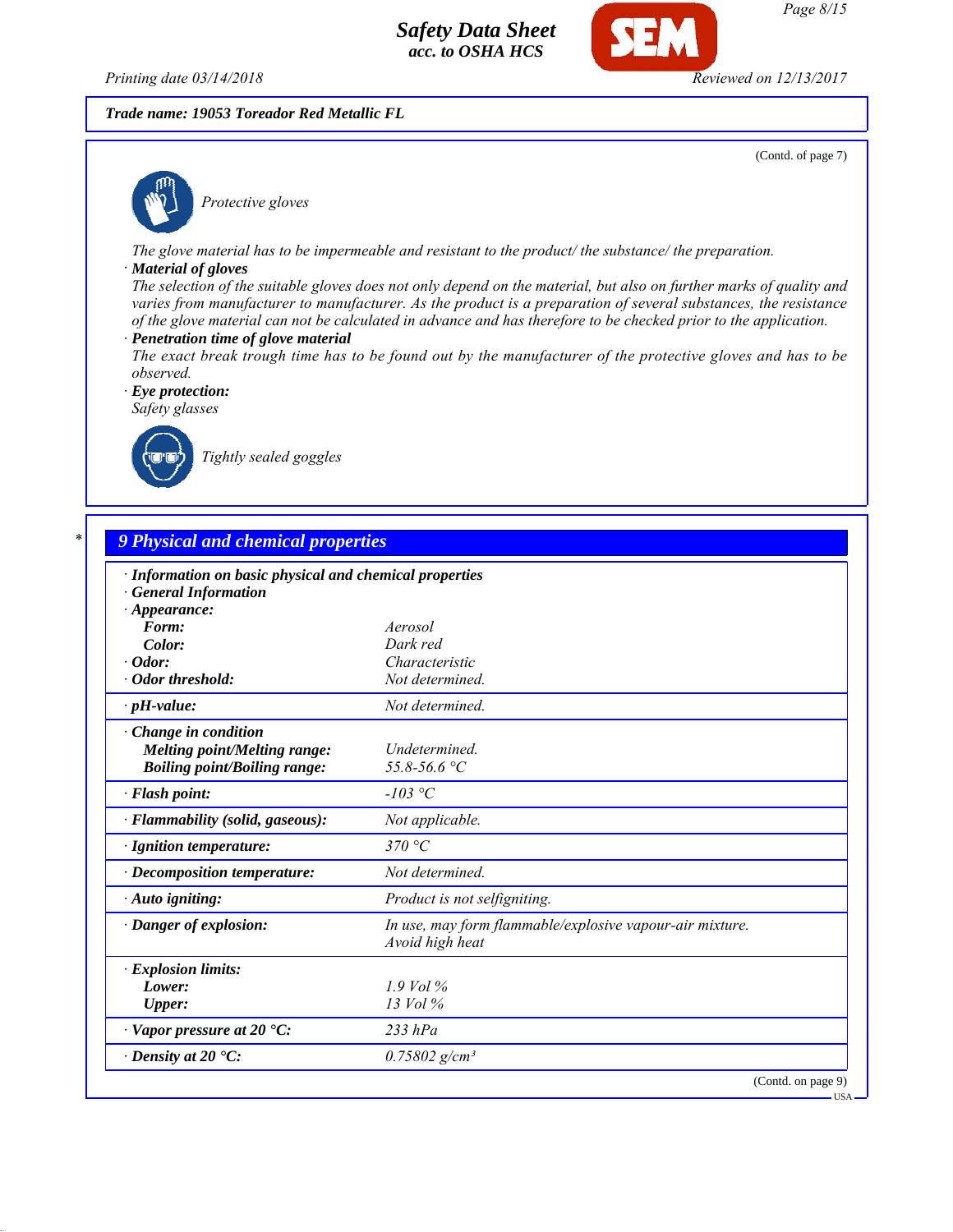**Trade name: 19053 Toreador Red Metallic FL**

(Contd. of page 7)

Protective gloves

The glove material has to be impermeable and resistant to the product/ the substance/ the preparation.

· **Material of gloves**

The selection of the suitable gloves does not only depend on the material, but also on further marks of quality and varies from manufacturer to manufacturer. As the product is a preparation of several substances, the resistance of the glove material can not be calculated in advance and has therefore to be checked prior to the application.

· **Penetration time of glove material**

The exact break trough time has to be found out by the manufacturer of the protective gloves and has to be observed.

· **Eye protection:**

Safety glasses

Tightly sealed goggles

## 9 Physical and chemical properties

· **Information on basic physical and chemical properties**

· **General Information**

| Property | Value |
|---|---|
| · **Appearance:** | |
| **Form:** | Aerosol |
| **Color:** | Dark red |
| · **Odor:** | Characteristic |
| · **Odor threshold:** | Not determined. |
| · **pH-value:** | Not determined. |
| · **Change in condition** | |
| **Melting point/Melting range:** | Undetermined. |
| **Boiling point/Boiling range:** | 55.8-56.6 °C |
| · **Flash point:** | -103 °C |
| · **Flammability (solid, gaseous):** | Not applicable. |
| · **Ignition temperature:** | 370 °C |
| · **Decomposition temperature:** | Not determined. |
| · **Auto igniting:** | Product is not selfigniting. |
| · **Danger of explosion:** | In use, may form flammable/explosive vapour-air mixture. Avoid high heat |
| · **Explosion limits:** | |
| **Lower:** | 1.9 Vol % |
| **Upper:** | 13 Vol % |
| · **Vapor pressure at 20 °C:** | 233 hPa |
| · **Density at 20 °C:** | 0.75802 g/cm³ |

(Contd. on page 9)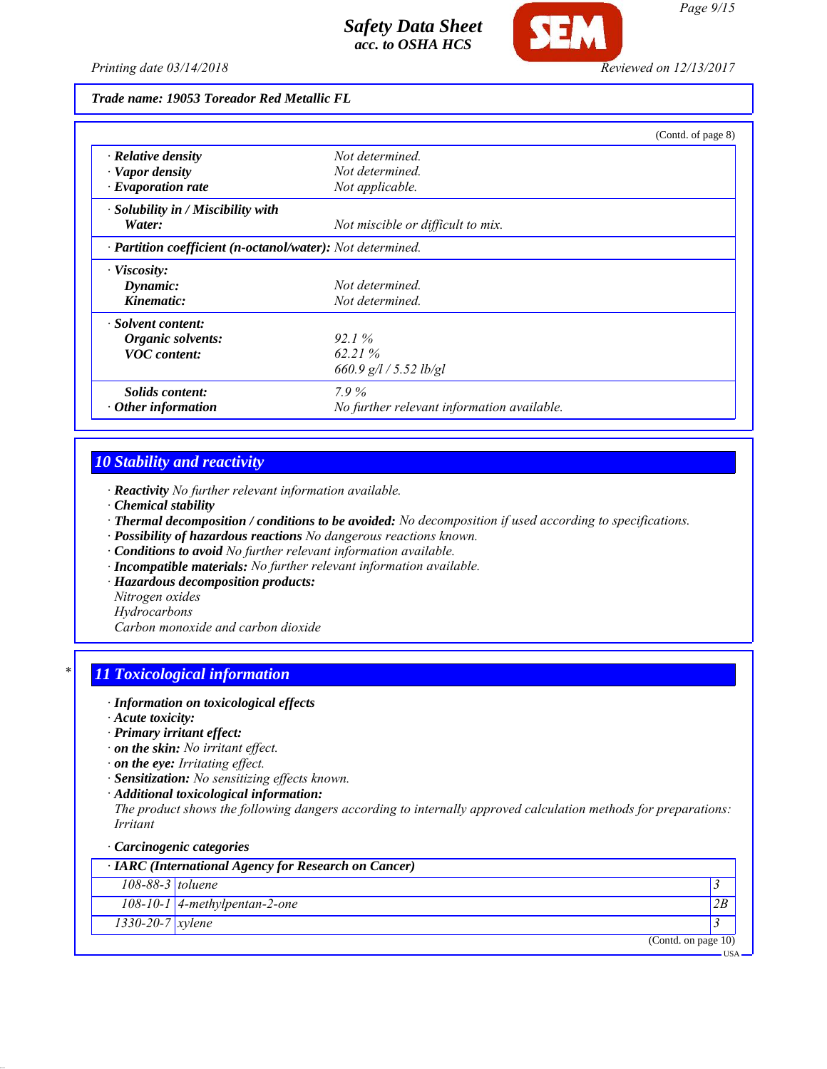**Trade name: 19053 Toreador Red Metallic FL**

(Contd. of page 8)

| | |
|---|---|
| · **Relative density** | *Not determined.* |
| · **Vapor density** | *Not determined.* |
| · **Evaporation rate** | *Not applicable.* |
| · **Solubility in / Miscibility with** | |
| **Water:** | *Not miscible or difficult to mix.* |
| · **Partition coefficient (n-octanol/water):** | *Not determined.* |
| · **Viscosity:** | |
| **Dynamic:** | *Not determined.* |
| **Kinematic:** | *Not determined.* |
| · **Solvent content:** | |
| **Organic solvents:** | *92.1 %* |
| **VOC content:** | *62.21 %* |
| | *660.9 g/l / 5.52 lb/gl* |
| **Solids content:** | *7.9 %* |
| · **Other information** | *No further relevant information available.* |

## 10 Stability and reactivity

· **Reactivity** *No further relevant information available.*
· **Chemical stability**
· **Thermal decomposition / conditions to be avoided:** *No decomposition if used according to specifications.*
· **Possibility of hazardous reactions** *No dangerous reactions known.*
· **Conditions to avoid** *No further relevant information available.*
· **Incompatible materials:** *No further relevant information available.*
· **Hazardous decomposition products:**
*Nitrogen oxides*
*Hydrocarbons*
*Carbon monoxide and carbon dioxide*

## * 11 Toxicological information

· **Information on toxicological effects**
· **Acute toxicity:**
· **Primary irritant effect:**
· **on the skin:** *No irritant effect.*
· **on the eye:** *Irritating effect.*
· **Sensitization:** *No sensitizing effects known.*
· **Additional toxicological information:**
*The product shows the following dangers according to internally approved calculation methods for preparations:*
*Irritant*

· **Carcinogenic categories**

| · **IARC (International Agency for Research on Cancer)** | | |
|---|---|---|
| 108-88-3 | toluene | 3 |
| 108-10-1 | 4-methylpentan-2-one | 2B |
| 1330-20-7 | xylene | 3 |

(Contd. on page 10)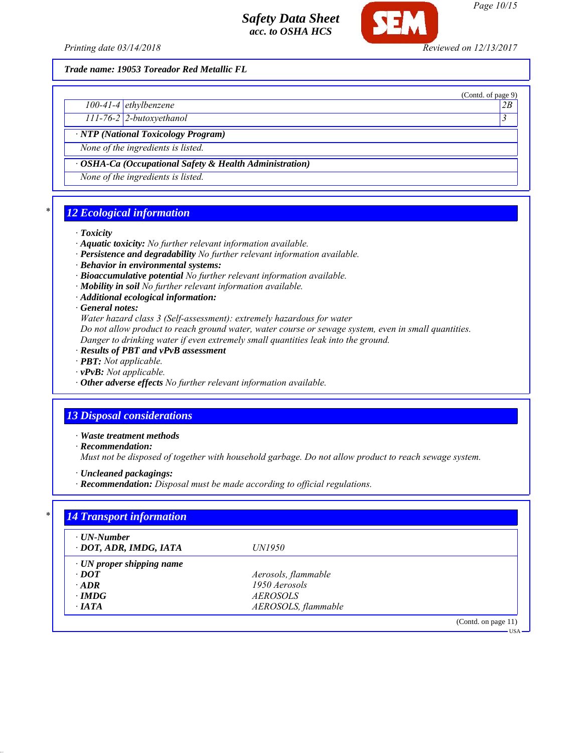Trade name: 19053 Toreador Red Metallic FL

(Contd. of page 9)

| | | |
|---|---|---|
| 100-41-4 | ethylbenzene | 2B |
| 111-76-2 | 2-butoxyethanol | 3 |

· **NTP (National Toxicology Program)**

None of the ingredients is listed.

· **OSHA-Ca (Occupational Safety & Health Administration)**

None of the ingredients is listed.

## 12 Ecological information

· **Toxicity**
· **Aquatic toxicity:** No further relevant information available.
· **Persistence and degradability** No further relevant information available.
· **Behavior in environmental systems:**
· **Bioaccumulative potential** No further relevant information available.
· **Mobility in soil** No further relevant information available.
· **Additional ecological information:**
· **General notes:**
Water hazard class 3 (Self-assessment): extremely hazardous for water
Do not allow product to reach ground water, water course or sewage system, even in small quantities.
Danger to drinking water if even extremely small quantities leak into the ground.
· **Results of PBT and vPvB assessment**
· **PBT:** Not applicable.
· **vPvB:** Not applicable.
· **Other adverse effects** No further relevant information available.

## 13 Disposal considerations

· **Waste treatment methods**
· **Recommendation:**
Must not be disposed of together with household garbage. Do not allow product to reach sewage system.

· **Uncleaned packagings:**
· **Recommendation:** Disposal must be made according to official regulations.

## 14 Transport information

| | |
|---|---|
| · **UN-Number** | |
| · **DOT, ADR, IMDG, IATA** | UN1950 |
| · **UN proper shipping name** | |
| · **DOT** | Aerosols, flammable |
| · **ADR** | 1950 Aerosols |
| · **IMDG** | AEROSOLS |
| · **IATA** | AEROSOLS, flammable |

(Contd. on page 11)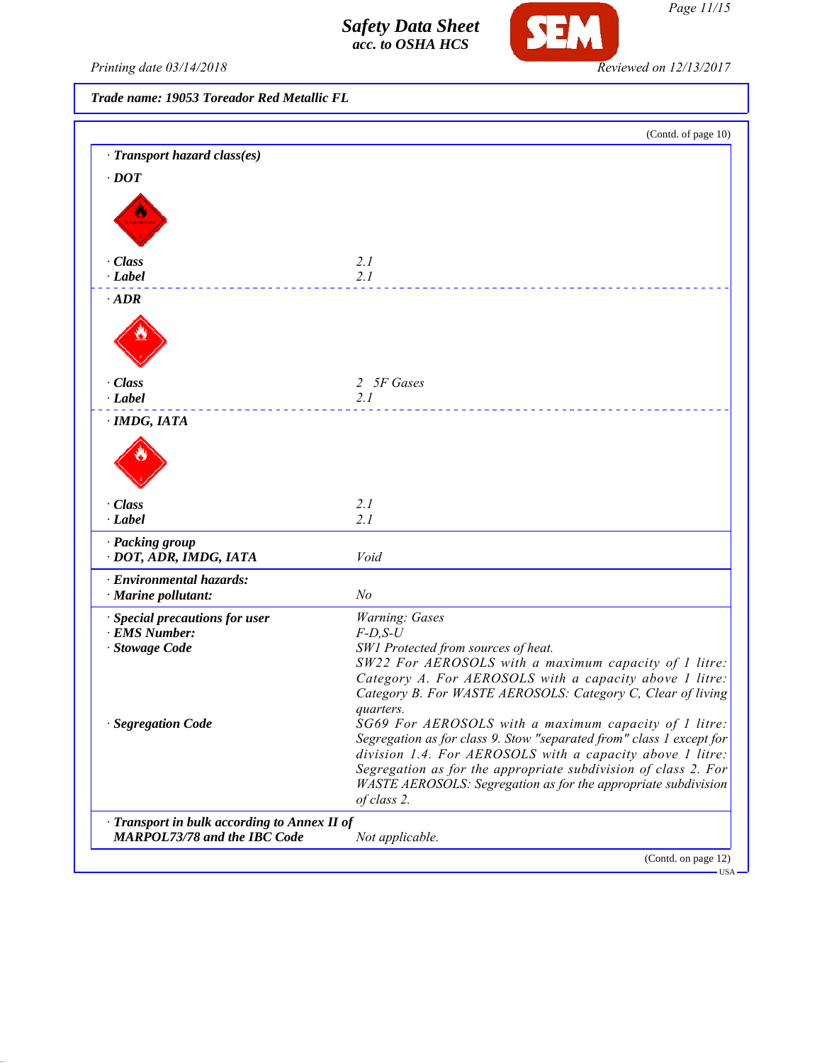**Trade name: 19053 Toreador Red Metallic FL**

(Contd. of page 10)

| | |
|---|---|
| · **Transport hazard class(es)** | |
| · **DOT** | |
| · **Class** | 2.1 |
| · **Label** | 2.1 |
| · **ADR** | |
| · **Class** | 2 5F Gases |
| · **Label** | 2.1 |
| · **IMDG, IATA** | |
| · **Class** | 2.1 |
| · **Label** | 2.1 |
| · **Packing group** | |
| · **DOT, ADR, IMDG, IATA** | Void |
| · **Environmental hazards:** | |
| · **Marine pollutant:** | No |
| · **Special precautions for user** | Warning: Gases |
| · **EMS Number:** | F-D,S-U |
| · **Stowage Code** | SW1 Protected from sources of heat. SW22 For AEROSOLS with a maximum capacity of 1 litre: Category A. For AEROSOLS with a capacity above 1 litre: Category B. For WASTE AEROSOLS: Category C, Clear of living quarters. |
| · **Segregation Code** | SG69 For AEROSOLS with a maximum capacity of 1 litre: Segregation as for class 9. Stow "separated from" class 1 except for division 1.4. For AEROSOLS with a capacity above 1 litre: Segregation as for the appropriate subdivision of class 2. For WASTE AEROSOLS: Segregation as for the appropriate subdivision of class 2. |
| · **Transport in bulk according to Annex II of MARPOL73/78 and the IBC Code** | Not applicable. |

(Contd. on page 12)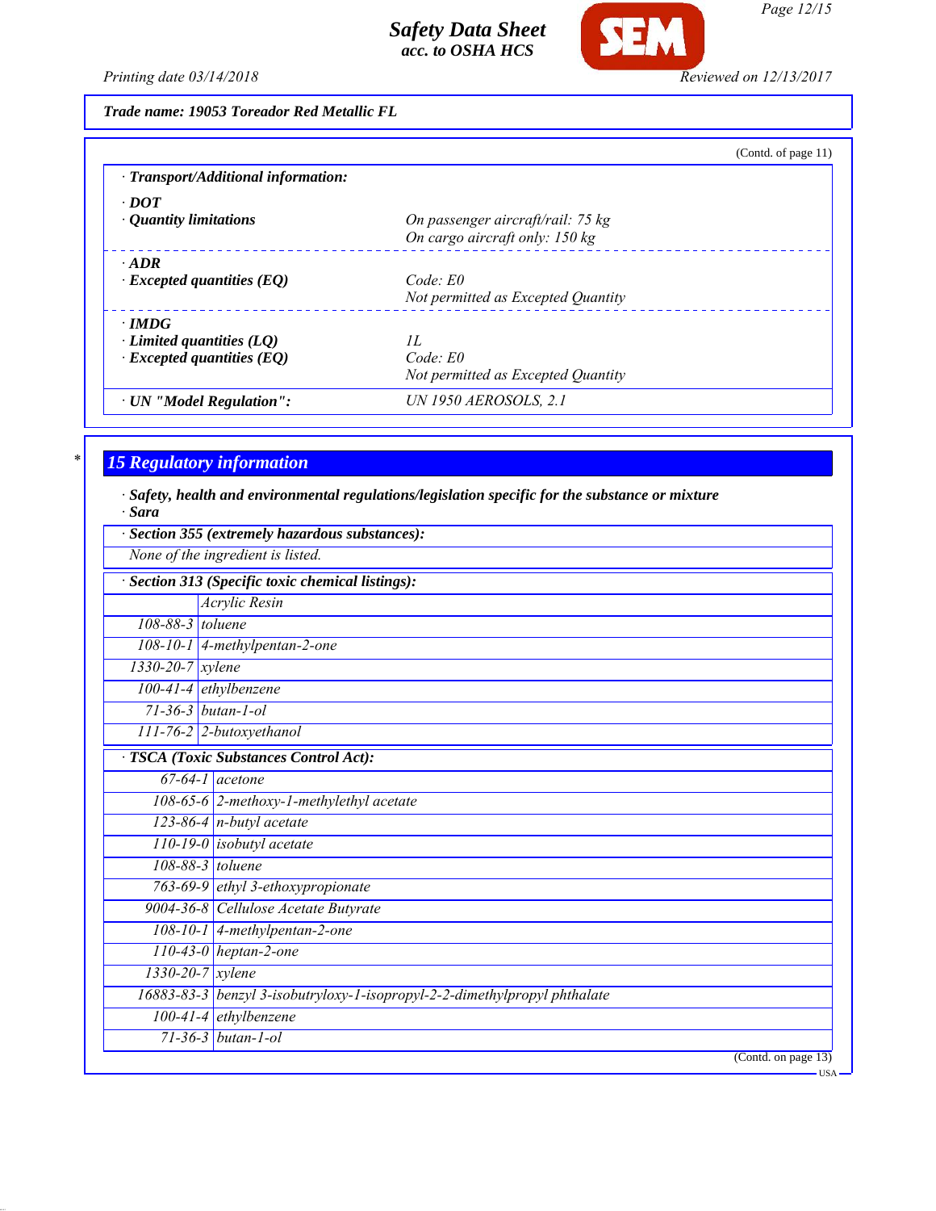Trade name: 19053 Toreador Red Metallic FL

(Contd. of page 11)

· **Transport/Additional information:**

· **DOT**

| | |
|---|---|
| · **Quantity limitations** | On passenger aircraft/rail: 75 kg<br>On cargo aircraft only: 150 kg |

· **ADR**

| | |
|---|---|
| · **Excepted quantities (EQ)** | Code: E0<br>Not permitted as Excepted Quantity |

· **IMDG**

| | |
|---|---|
| · **Limited quantities (LQ)** | 1L |
| · **Excepted quantities (EQ)** | Code: E0<br>Not permitted as Excepted Quantity |

| | |
|---|---|
| · **UN "Model Regulation":** | UN 1950 AEROSOLS, 2.1 |

\* 

## 15 Regulatory information

· **Safety, health and environmental regulations/legislation specific for the substance or mixture**

· **Sara**

· **Section 355 (extremely hazardous substances):**

None of the ingredient is listed.

· **Section 313 (Specific toxic chemical listings):**

| | |
|---|---|
| | Acrylic Resin |
| 108-88-3 | toluene |
| 108-10-1 | 4-methylpentan-2-one |
| 1330-20-7 | xylene |
| 100-41-4 | ethylbenzene |
| 71-36-3 | butan-1-ol |
| 111-76-2 | 2-butoxyethanol |

· **TSCA (Toxic Substances Control Act):**

| | |
|---|---|
| 67-64-1 | acetone |
| 108-65-6 | 2-methoxy-1-methylethyl acetate |
| 123-86-4 | n-butyl acetate |
| 110-19-0 | isobutyl acetate |
| 108-88-3 | toluene |
| 763-69-9 | ethyl 3-ethoxypropionate |
| 9004-36-8 | Cellulose Acetate Butyrate |
| 108-10-1 | 4-methylpentan-2-one |
| 110-43-0 | heptan-2-one |
| 1330-20-7 | xylene |
| 16883-83-3 | benzyl 3-isobutryloxy-1-isopropyl-2-2-dimethylpropyl phthalate |
| 100-41-4 | ethylbenzene |
| 71-36-3 | butan-1-ol |

(Contd. on page 13)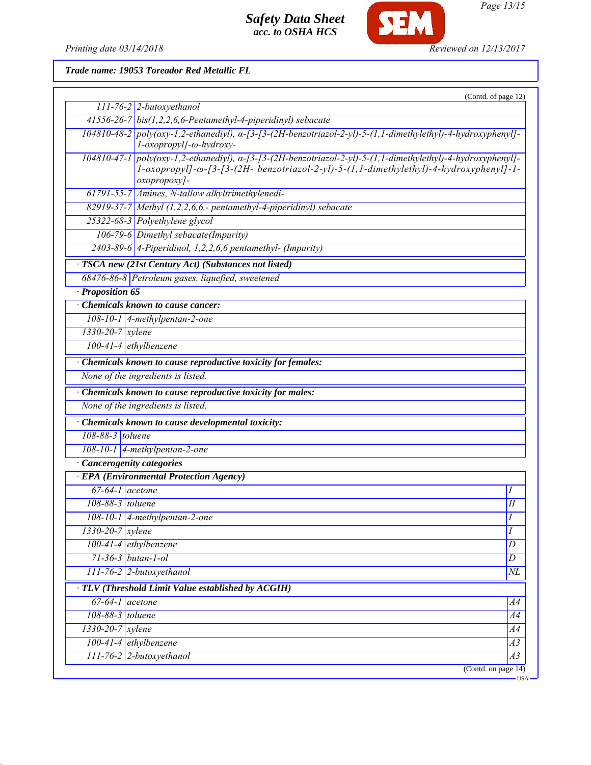**Trade name: 19053 Toreador Red Metallic FL**

(Contd. of page 12)

| | |
|---|---|
| 111-76-2 | 2-butoxyethanol |
| 41556-26-7 | bis(1,2,2,6,6-Pentamethyl-4-piperidinyl) sebacate |
| 104810-48-2 | poly(oxy-1,2-ethanediyl), α-[3-[3-(2H-benzotriazol-2-yl)-5-(1,1-dimethylethyl)-4-hydroxyphenyl]-1-oxopropyl]-ω-hydroxy- |
| 104810-47-1 | poly(oxy-1,2-ethanediyl), α-[3-[3-(2H-benzotriazol-2-yl)-5-(1,1-dimethylethyl)-4-hydroxyphenyl]-1-oxopropyl]-ω-[3-[3-(2H- benzotriazol-2-yl)-5-(1,1-dimethylethyl)-4-hydroxyphenyl]-1-oxopropoxy]- |
| 61791-55-7 | Amines, N-tallow alkyltrimethylenedi- |
| 82919-37-7 | Methyl (1,2,2,6,6,- pentamethyl-4-piperidinyl) sebacate |
| 25322-68-3 | Polyethylene glycol |
| 106-79-6 | Dimethyl sebacate(Impurity) |
| 2403-89-6 | 4-Piperidinol, 1,2,2,6,6 pentamethyl- (Impurity) |

· **TSCA new (21st Century Act) (Substances not listed)**

| | |
|---|---|
| 68476-86-8 | Petroleum gases, liquefied, sweetened |

· **Proposition 65**

· **Chemicals known to cause cancer:**

| | |
|---|---|
| 108-10-1 | 4-methylpentan-2-one |
| 1330-20-7 | xylene |
| 100-41-4 | ethylbenzene |

· **Chemicals known to cause reproductive toxicity for females:**

None of the ingredients is listed.

· **Chemicals known to cause reproductive toxicity for males:**

None of the ingredients is listed.

· **Chemicals known to cause developmental toxicity:**

| | |
|---|---|
| 108-88-3 | toluene |
| 108-10-1 | 4-methylpentan-2-one |

· **Cancerogenity categories**

· **EPA (Environmental Protection Agency)**

| | | |
|---|---|---|
| 67-64-1 | acetone | I |
| 108-88-3 | toluene | II |
| 108-10-1 | 4-methylpentan-2-one | I |
| 1330-20-7 | xylene | I |
| 100-41-4 | ethylbenzene | D |
| 71-36-3 | butan-1-ol | D |
| 111-76-2 | 2-butoxyethanol | NL |

· **TLV (Threshold Limit Value established by ACGIH)**

| | | |
|---|---|---|
| 67-64-1 | acetone | A4 |
| 108-88-3 | toluene | A4 |
| 1330-20-7 | xylene | A4 |
| 100-41-4 | ethylbenzene | A3 |
| 111-76-2 | 2-butoxyethanol | A3 |

(Contd. on page 14)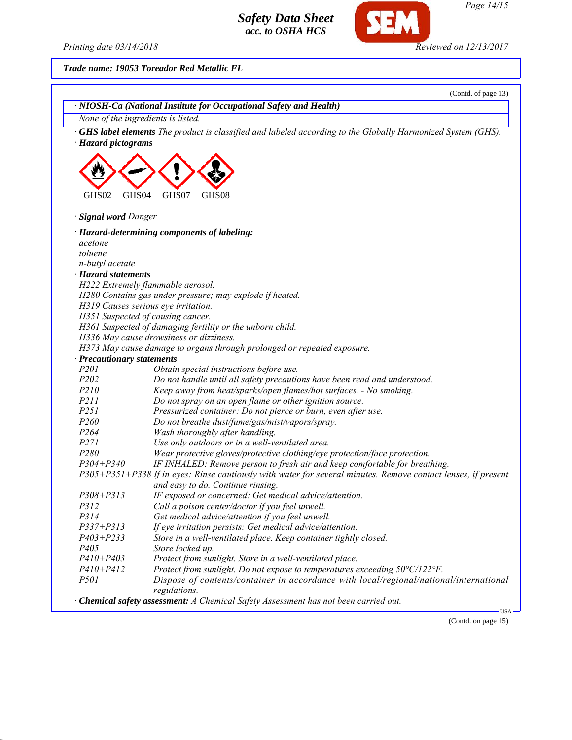**Trade name: 19053 Toreador Red Metallic FL**

(Contd. of page 13)

· **NIOSH-Ca (National Institute for Occupational Safety and Health)**

None of the ingredients is listed.

· **GHS label elements** The product is classified and labeled according to the Globally Harmonized System (GHS).

· **Hazard pictograms**

GHS02 GHS04 GHS07 GHS08

· **Signal word** Danger

· **Hazard-determining components of labeling:**

acetone
toluene
n-butyl acetate

· **Hazard statements**

H222 Extremely flammable aerosol.
H280 Contains gas under pressure; may explode if heated.
H319 Causes serious eye irritation.
H351 Suspected of causing cancer.
H361 Suspected of damaging fertility or the unborn child.
H336 May cause drowsiness or dizziness.
H373 May cause damage to organs through prolonged or repeated exposure.

· **Precautionary statements**

| | |
|---|---|
| P201 | Obtain special instructions before use. |
| P202 | Do not handle until all safety precautions have been read and understood. |
| P210 | Keep away from heat/sparks/open flames/hot surfaces. - No smoking. |
| P211 | Do not spray on an open flame or other ignition source. |
| P251 | Pressurized container: Do not pierce or burn, even after use. |
| P260 | Do not breathe dust/fume/gas/mist/vapors/spray. |
| P264 | Wash thoroughly after handling. |
| P271 | Use only outdoors or in a well-ventilated area. |
| P280 | Wear protective gloves/protective clothing/eye protection/face protection. |
| P304+P340 | IF INHALED: Remove person to fresh air and keep comfortable for breathing. |
| P305+P351+P338 | If in eyes: Rinse cautiously with water for several minutes. Remove contact lenses, if present and easy to do. Continue rinsing. |
| P308+P313 | IF exposed or concerned: Get medical advice/attention. |
| P312 | Call a poison center/doctor if you feel unwell. |
| P314 | Get medical advice/attention if you feel unwell. |
| P337+P313 | If eye irritation persists: Get medical advice/attention. |
| P403+P233 | Store in a well-ventilated place. Keep container tightly closed. |
| P405 | Store locked up. |
| P410+P403 | Protect from sunlight. Store in a well-ventilated place. |
| P410+P412 | Protect from sunlight. Do not expose to temperatures exceeding 50°C/122°F. |
| P501 | Dispose of contents/container in accordance with local/regional/national/international regulations. |

· **Chemical safety assessment:** A Chemical Safety Assessment has not been carried out.

(Contd. on page 15)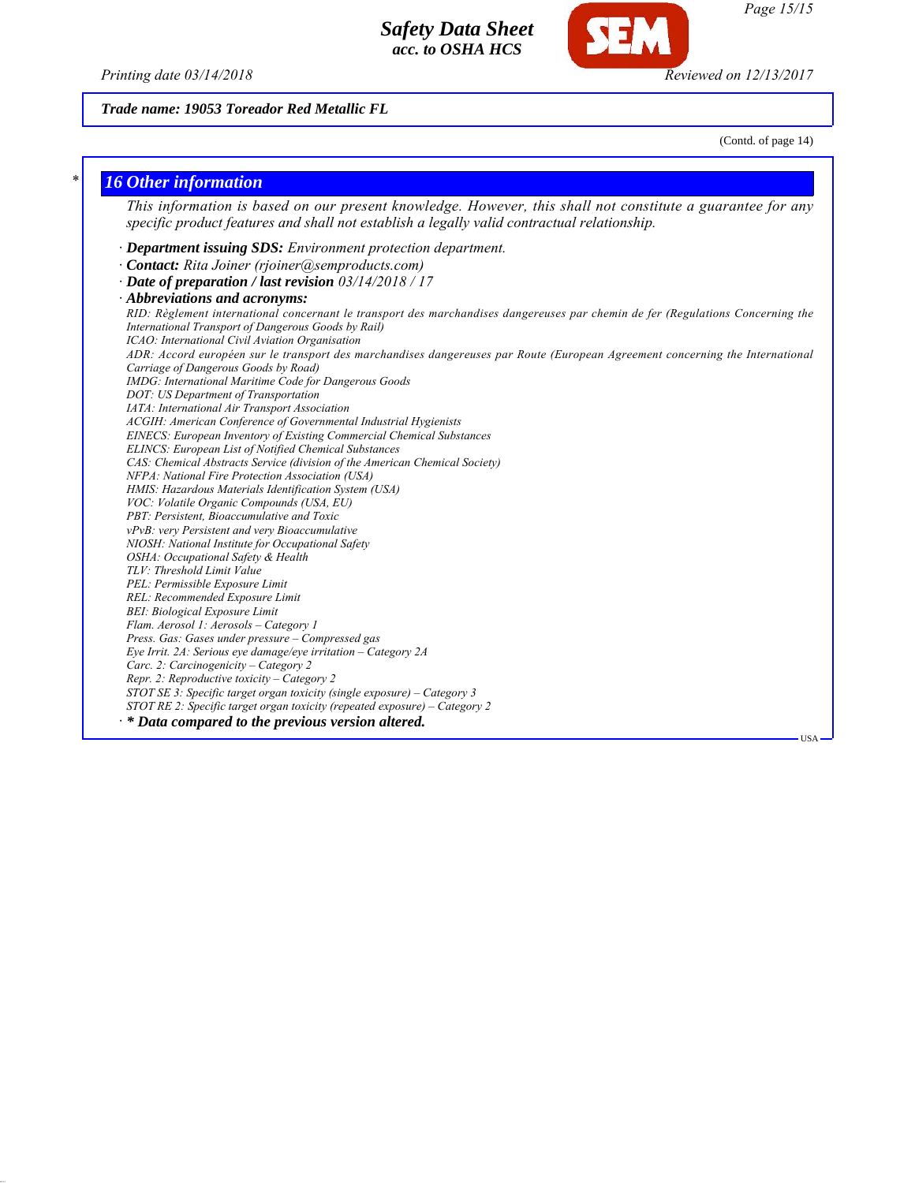Trade name: 19053 Toreador Red Metallic FL

(Contd. of page 14)

## 16 Other information

*This information is based on our present knowledge. However, this shall not constitute a guarantee for any specific product features and shall not establish a legally valid contractual relationship.*

- **Department issuing SDS:** Environment protection department.
- **Contact:** Rita Joiner (rjoiner@semproducts.com)
- **Date of preparation / last revision** 03/14/2018 / 17
- **Abbreviations and acronyms:**

RID: Règlement international concernant le transport des marchandises dangereuses par chemin de fer (Regulations Concerning the International Transport of Dangerous Goods by Rail)
ICAO: International Civil Aviation Organisation
ADR: Accord européen sur le transport des marchandises dangereuses par Route (European Agreement concerning the International Carriage of Dangerous Goods by Road)
IMDG: International Maritime Code for Dangerous Goods
DOT: US Department of Transportation
IATA: International Air Transport Association
ACGIH: American Conference of Governmental Industrial Hygienists
EINECS: European Inventory of Existing Commercial Chemical Substances
ELINCS: European List of Notified Chemical Substances
CAS: Chemical Abstracts Service (division of the American Chemical Society)
NFPA: National Fire Protection Association (USA)
HMIS: Hazardous Materials Identification System (USA)
VOC: Volatile Organic Compounds (USA, EU)
PBT: Persistent, Bioaccumulative and Toxic
vPvB: very Persistent and very Bioaccumulative
NIOSH: National Institute for Occupational Safety
OSHA: Occupational Safety & Health
TLV: Threshold Limit Value
PEL: Permissible Exposure Limit
REL: Recommended Exposure Limit
BEI: Biological Exposure Limit
Flam. Aerosol 1: Aerosols – Category 1
Press. Gas: Gases under pressure – Compressed gas
Eye Irrit. 2A: Serious eye damage/eye irritation – Category 2A
Carc. 2: Carcinogenicity – Category 2
Repr. 2: Reproductive toxicity – Category 2
STOT SE 3: Specific target organ toxicity (single exposure) – Category 3
STOT RE 2: Specific target organ toxicity (repeated exposure) – Category 2

- **\* Data compared to the previous version altered.**

USA